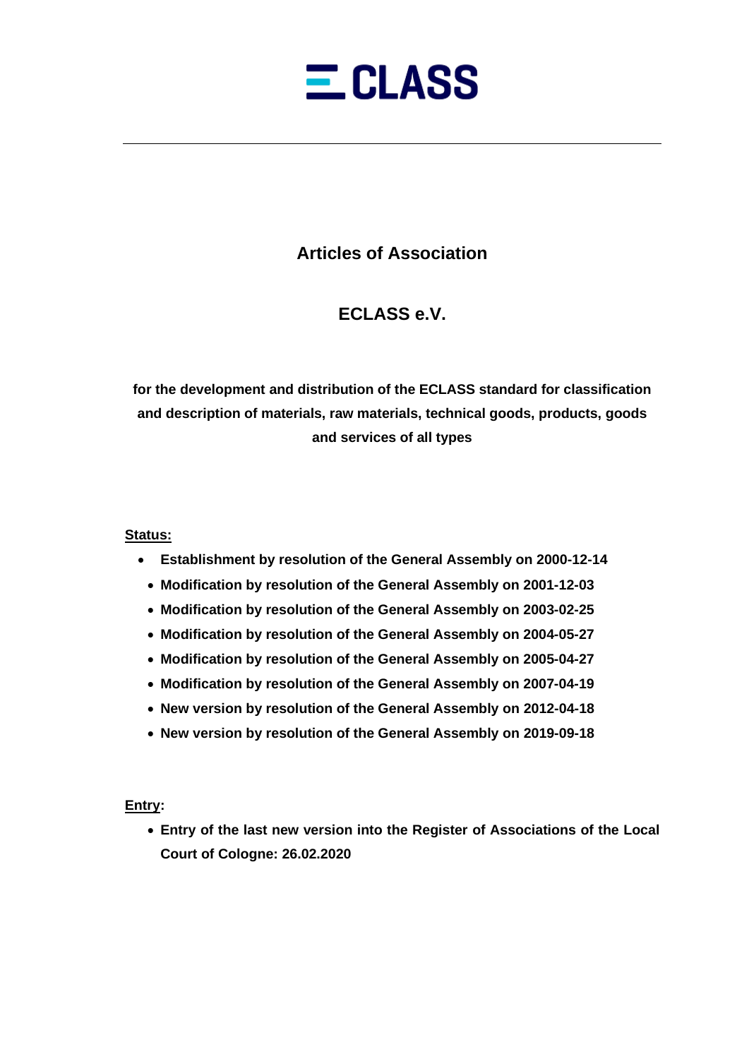# Articles of Association

## ECLASS e.V.

**for the development and distribution of the ECLASS standard for classification and description of materials, raw materials, technical goods, products, goods and services of all types**

**Status:**

- **Establishment by resolution of the General Assembly on 2000-12-14**
- **Modification by resolution of the General Assembly on 2001-12-03**
- **Modification by resolution of the General Assembly on 2003-02-25**
- **Modification by resolution of the General Assembly on 2004-05-27**
- **Modification by resolution of the General Assembly on 2005-04-27**
- **Modification by resolution of the General Assembly on 2007-04-19**
- **New version by resolution of the General Assembly on 2012-04-18**
- **New version by resolution of the General Assembly on 2019-09-18**

**Entry:**

- **Entry of the last new version into the Register of Associations of the Local Court of Cologne: 26.02.2020**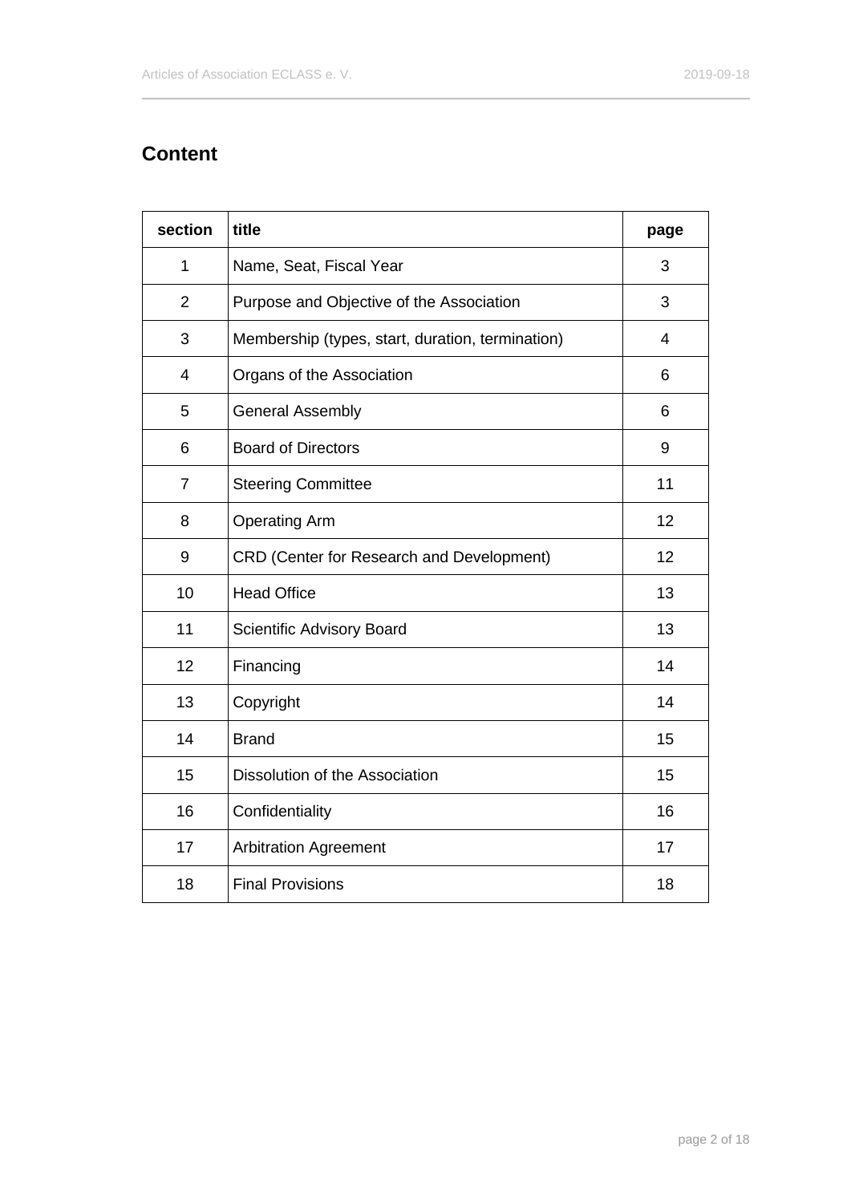## Content

| section | title | page |
|---|---|---|
| 1 | Name, Seat, Fiscal Year | 3 |
| 2 | Purpose and Objective of the Association | 3 |
| 3 | Membership (types, start, duration, termination) | 4 |
| 4 | Organs of the Association | 6 |
| 5 | General Assembly | 6 |
| 6 | Board of Directors | 9 |
| 7 | Steering Committee | 11 |
| 8 | Operating Arm | 12 |
| 9 | CRD (Center for Research and Development) | 12 |
| 10 | Head Office | 13 |
| 11 | Scientific Advisory Board | 13 |
| 12 | Financing | 14 |
| 13 | Copyright | 14 |
| 14 | Brand | 15 |
| 15 | Dissolution of the Association | 15 |
| 16 | Confidentiality | 16 |
| 17 | Arbitration Agreement | 17 |
| 18 | Final Provisions | 18 |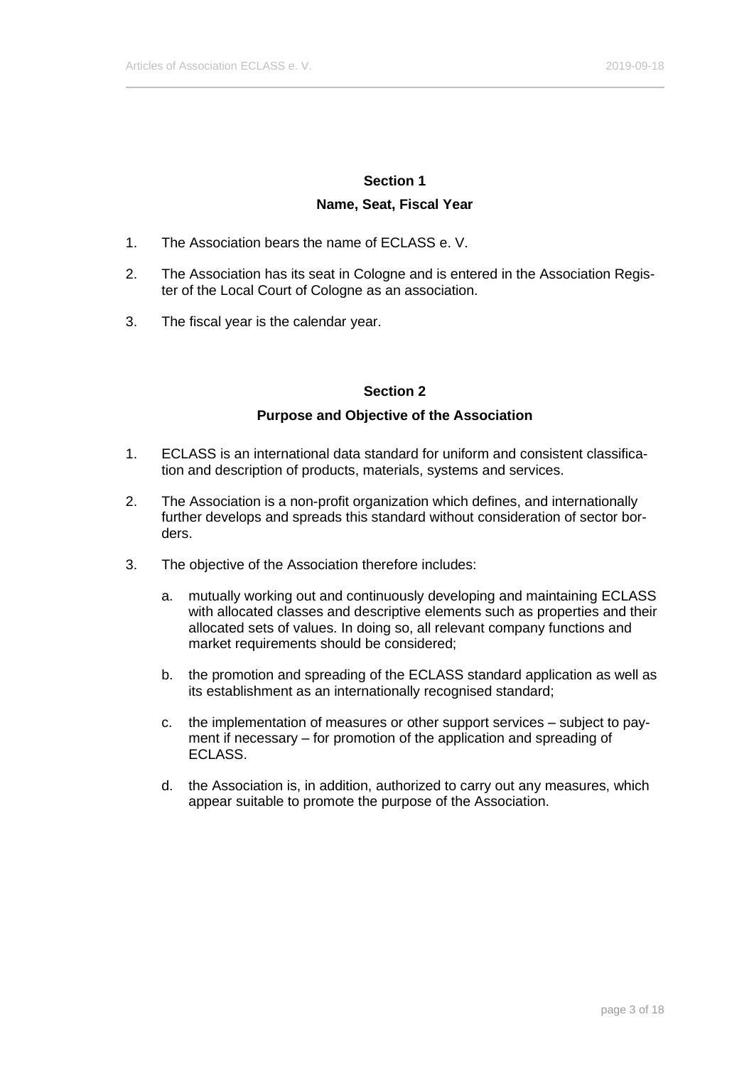## Section 1

## Name, Seat, Fiscal Year

1. The Association bears the name of ECLASS e. V.
2. The Association has its seat in Cologne and is entered in the Association Register of the Local Court of Cologne as an association.
3. The fiscal year is the calendar year.

## Section 2

## Purpose and Objective of the Association

1. ECLASS is an international data standard for uniform and consistent classification and description of products, materials, systems and services.
2. The Association is a non-profit organization which defines, and internationally further develops and spreads this standard without consideration of sector borders.
3. The objective of the Association therefore includes:

   a. mutually working out and continuously developing and maintaining ECLASS with allocated classes and descriptive elements such as properties and their allocated sets of values. In doing so, all relevant company functions and market requirements should be considered;

   b. the promotion and spreading of the ECLASS standard application as well as its establishment as an internationally recognised standard;

   c. the implementation of measures or other support services – subject to payment if necessary – for promotion of the application and spreading of ECLASS.

   d. the Association is, in addition, authorized to carry out any measures, which appear suitable to promote the purpose of the Association.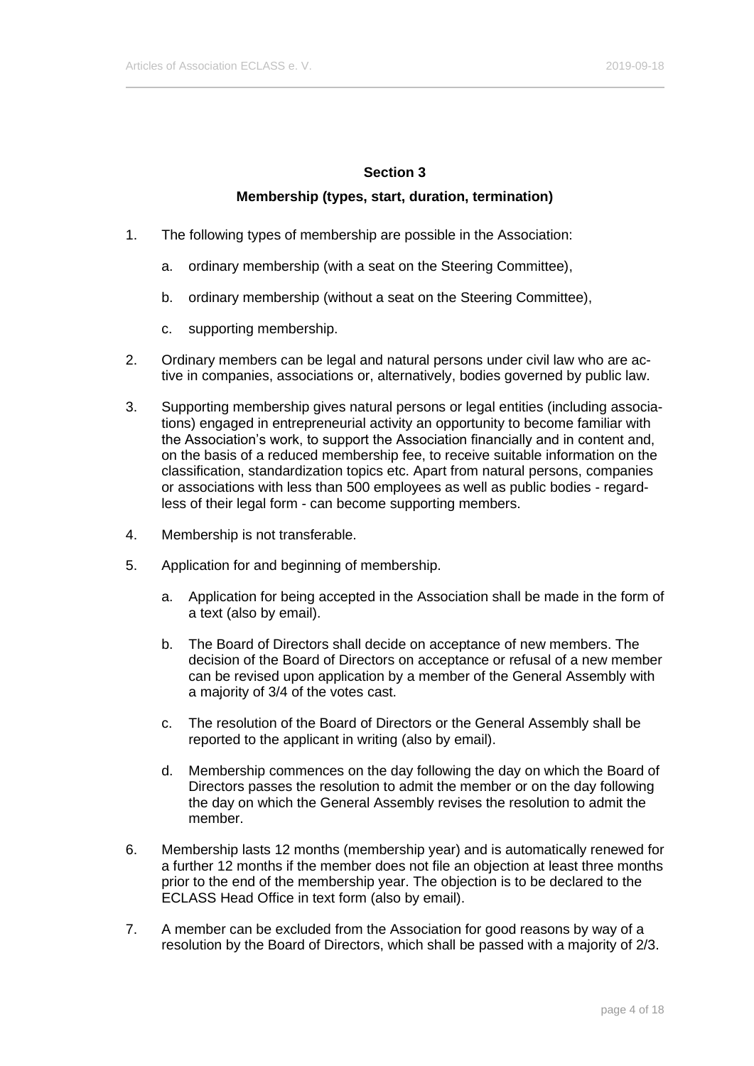## Section 3

## Membership (types, start, duration, termination)

1. The following types of membership are possible in the Association:

   a. ordinary membership (with a seat on the Steering Committee),

   b. ordinary membership (without a seat on the Steering Committee),

   c. supporting membership.

2. Ordinary members can be legal and natural persons under civil law who are active in companies, associations or, alternatively, bodies governed by public law.

3. Supporting membership gives natural persons or legal entities (including associations) engaged in entrepreneurial activity an opportunity to become familiar with the Association's work, to support the Association financially and in content and, on the basis of a reduced membership fee, to receive suitable information on the classification, standardization topics etc. Apart from natural persons, companies or associations with less than 500 employees as well as public bodies - regardless of their legal form - can become supporting members.

4. Membership is not transferable.

5. Application for and beginning of membership.

   a. Application for being accepted in the Association shall be made in the form of a text (also by email).

   b. The Board of Directors shall decide on acceptance of new members. The decision of the Board of Directors on acceptance or refusal of a new member can be revised upon application by a member of the General Assembly with a majority of 3/4 of the votes cast.

   c. The resolution of the Board of Directors or the General Assembly shall be reported to the applicant in writing (also by email).

   d. Membership commences on the day following the day on which the Board of Directors passes the resolution to admit the member or on the day following the day on which the General Assembly revises the resolution to admit the member.

6. Membership lasts 12 months (membership year) and is automatically renewed for a further 12 months if the member does not file an objection at least three months prior to the end of the membership year. The objection is to be declared to the ECLASS Head Office in text form (also by email).

7. A member can be excluded from the Association for good reasons by way of a resolution by the Board of Directors, which shall be passed with a majority of 2/3.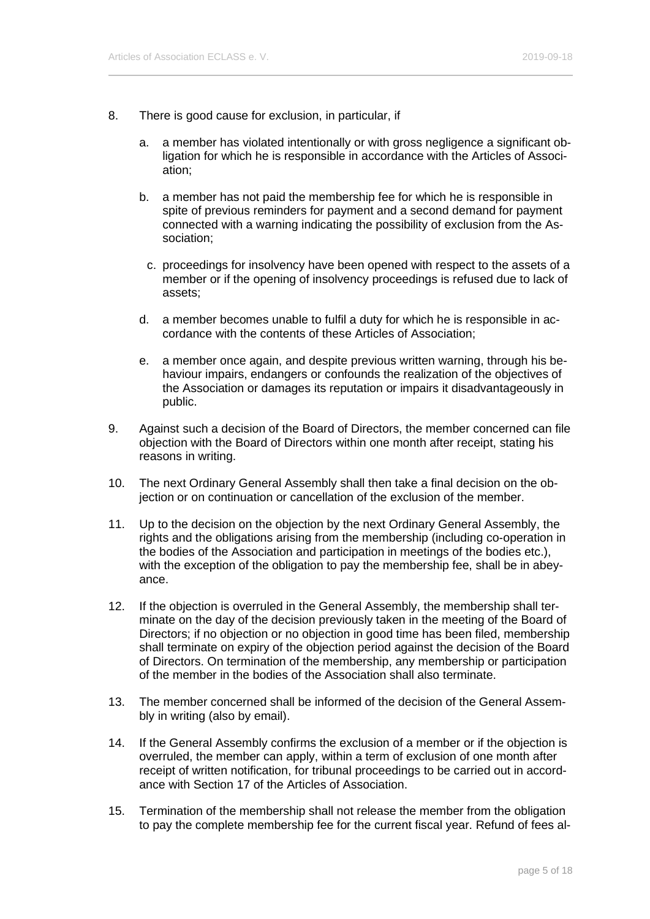8. There is good cause for exclusion, in particular, if

   a. a member has violated intentionally or with gross negligence a significant obligation for which he is responsible in accordance with the Articles of Association;

   b. a member has not paid the membership fee for which he is responsible in spite of previous reminders for payment and a second demand for payment connected with a warning indicating the possibility of exclusion from the Association;

   c. proceedings for insolvency have been opened with respect to the assets of a member or if the opening of insolvency proceedings is refused due to lack of assets;

   d. a member becomes unable to fulfil a duty for which he is responsible in accordance with the contents of these Articles of Association;

   e. a member once again, and despite previous written warning, through his behaviour impairs, endangers or confounds the realization of the objectives of the Association or damages its reputation or impairs it disadvantageously in public.

9. Against such a decision of the Board of Directors, the member concerned can file objection with the Board of Directors within one month after receipt, stating his reasons in writing.

10. The next Ordinary General Assembly shall then take a final decision on the objection or on continuation or cancellation of the exclusion of the member.

11. Up to the decision on the objection by the next Ordinary General Assembly, the rights and the obligations arising from the membership (including co-operation in the bodies of the Association and participation in meetings of the bodies etc.), with the exception of the obligation to pay the membership fee, shall be in abeyance.

12. If the objection is overruled in the General Assembly, the membership shall terminate on the day of the decision previously taken in the meeting of the Board of Directors; if no objection or no objection in good time has been filed, membership shall terminate on expiry of the objection period against the decision of the Board of Directors. On termination of the membership, any membership or participation of the member in the bodies of the Association shall also terminate.

13. The member concerned shall be informed of the decision of the General Assembly in writing (also by email).

14. If the General Assembly confirms the exclusion of a member or if the objection is overruled, the member can apply, within a term of exclusion of one month after receipt of written notification, for tribunal proceedings to be carried out in accordance with Section 17 of the Articles of Association.

15. Termination of the membership shall not release the member from the obligation to pay the complete membership fee for the current fiscal year. Refund of fees al-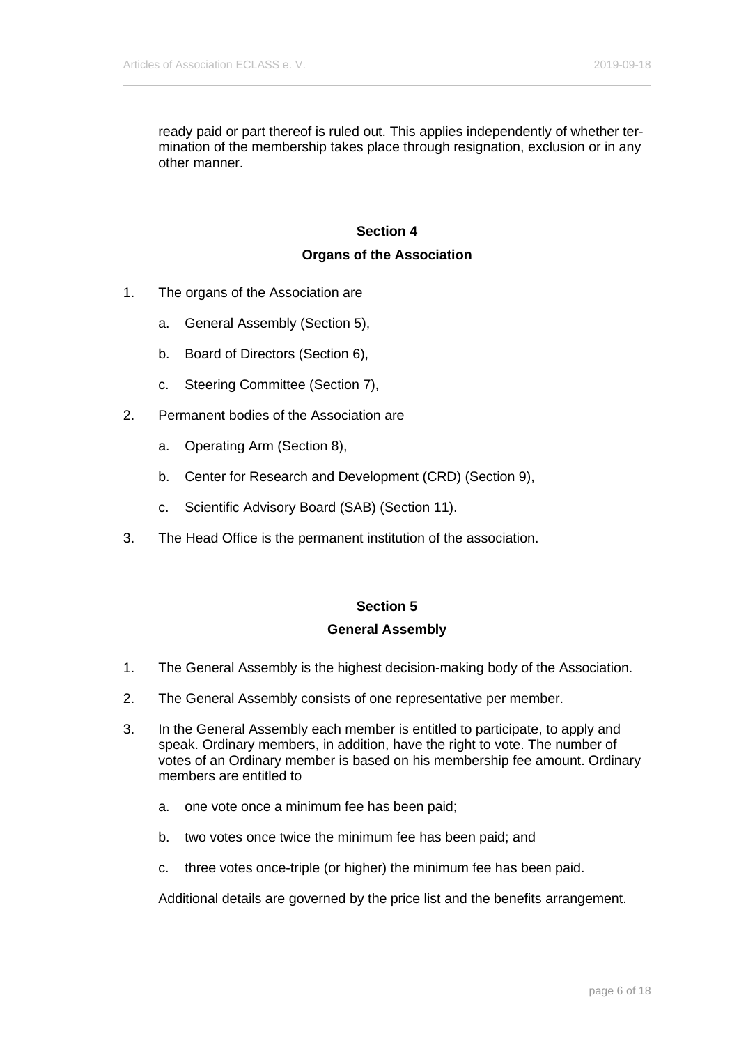ready paid or part thereof is ruled out. This applies independently of whether termination of the membership takes place through resignation, exclusion or in any other manner.

## Section 4

## Organs of the Association

1. The organs of the Association are

    a. General Assembly (Section 5),

    b. Board of Directors (Section 6),

    c. Steering Committee (Section 7),

2. Permanent bodies of the Association are

    a. Operating Arm (Section 8),

    b. Center for Research and Development (CRD) (Section 9),

    c. Scientific Advisory Board (SAB) (Section 11).

3. The Head Office is the permanent institution of the association.

## Section 5

## General Assembly

1. The General Assembly is the highest decision-making body of the Association.

2. The General Assembly consists of one representative per member.

3. In the General Assembly each member is entitled to participate, to apply and speak. Ordinary members, in addition, have the right to vote. The number of votes of an Ordinary member is based on his membership fee amount. Ordinary members are entitled to

    a. one vote once a minimum fee has been paid;

    b. two votes once twice the minimum fee has been paid; and

    c. three votes once-triple (or higher) the minimum fee has been paid.

    Additional details are governed by the price list and the benefits arrangement.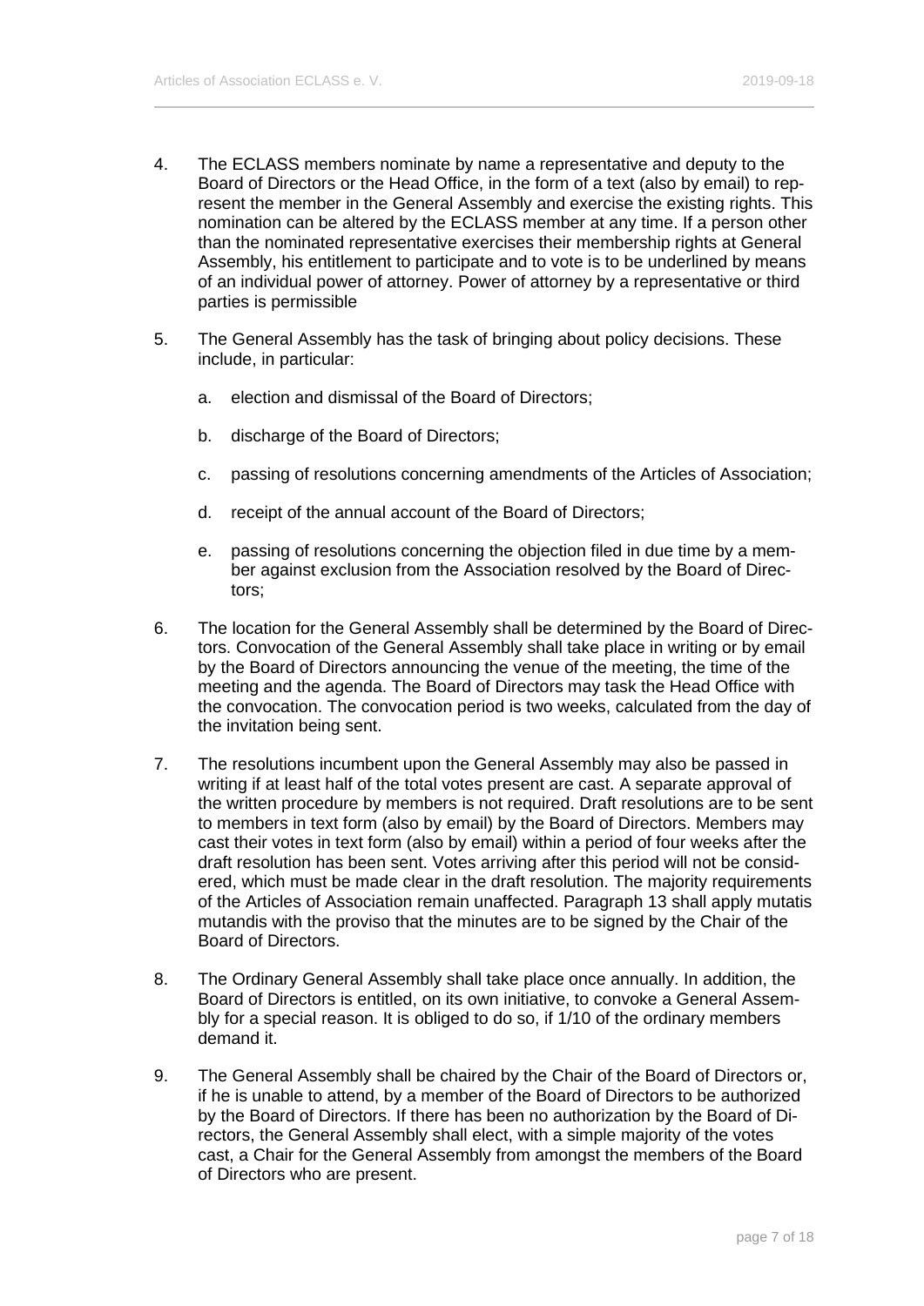4. The ECLASS members nominate by name a representative and deputy to the Board of Directors or the Head Office, in the form of a text (also by email) to represent the member in the General Assembly and exercise the existing rights. This nomination can be altered by the ECLASS member at any time. If a person other than the nominated representative exercises their membership rights at General Assembly, his entitlement to participate and to vote is to be underlined by means of an individual power of attorney. Power of attorney by a representative or third parties is permissible

5. The General Assembly has the task of bringing about policy decisions. These include, in particular:

   a. election and dismissal of the Board of Directors;

   b. discharge of the Board of Directors;

   c. passing of resolutions concerning amendments of the Articles of Association;

   d. receipt of the annual account of the Board of Directors;

   e. passing of resolutions concerning the objection filed in due time by a member against exclusion from the Association resolved by the Board of Directors;

6. The location for the General Assembly shall be determined by the Board of Directors. Convocation of the General Assembly shall take place in writing or by email by the Board of Directors announcing the venue of the meeting, the time of the meeting and the agenda. The Board of Directors may task the Head Office with the convocation. The convocation period is two weeks, calculated from the day of the invitation being sent.

7. The resolutions incumbent upon the General Assembly may also be passed in writing if at least half of the total votes present are cast. A separate approval of the written procedure by members is not required. Draft resolutions are to be sent to members in text form (also by email) by the Board of Directors. Members may cast their votes in text form (also by email) within a period of four weeks after the draft resolution has been sent. Votes arriving after this period will not be considered, which must be made clear in the draft resolution. The majority requirements of the Articles of Association remain unaffected. Paragraph 13 shall apply mutatis mutandis with the proviso that the minutes are to be signed by the Chair of the Board of Directors.

8. The Ordinary General Assembly shall take place once annually. In addition, the Board of Directors is entitled, on its own initiative, to convoke a General Assembly for a special reason. It is obliged to do so, if 1/10 of the ordinary members demand it.

9. The General Assembly shall be chaired by the Chair of the Board of Directors or, if he is unable to attend, by a member of the Board of Directors to be authorized by the Board of Directors. If there has been no authorization by the Board of Directors, the General Assembly shall elect, with a simple majority of the votes cast, a Chair for the General Assembly from amongst the members of the Board of Directors who are present.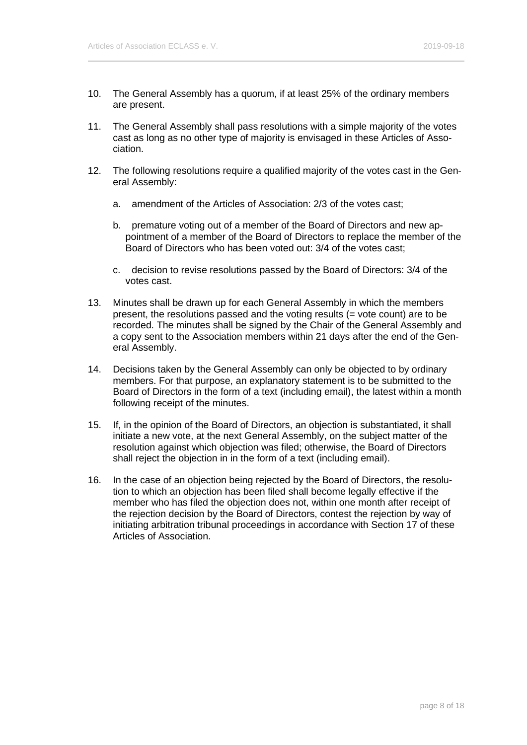10. The General Assembly has a quorum, if at least 25% of the ordinary members are present.

11. The General Assembly shall pass resolutions with a simple majority of the votes cast as long as no other type of majority is envisaged in these Articles of Association.

12. The following resolutions require a qualified majority of the votes cast in the General Assembly:

    a. amendment of the Articles of Association: 2/3 of the votes cast;

    b. premature voting out of a member of the Board of Directors and new appointment of a member of the Board of Directors to replace the member of the Board of Directors who has been voted out: 3/4 of the votes cast;

    c. decision to revise resolutions passed by the Board of Directors: 3/4 of the votes cast.

13. Minutes shall be drawn up for each General Assembly in which the members present, the resolutions passed and the voting results (= vote count) are to be recorded. The minutes shall be signed by the Chair of the General Assembly and a copy sent to the Association members within 21 days after the end of the General Assembly.

14. Decisions taken by the General Assembly can only be objected to by ordinary members. For that purpose, an explanatory statement is to be submitted to the Board of Directors in the form of a text (including email), the latest within a month following receipt of the minutes.

15. If, in the opinion of the Board of Directors, an objection is substantiated, it shall initiate a new vote, at the next General Assembly, on the subject matter of the resolution against which objection was filed; otherwise, the Board of Directors shall reject the objection in in the form of a text (including email).

16. In the case of an objection being rejected by the Board of Directors, the resolution to which an objection has been filed shall become legally effective if the member who has filed the objection does not, within one month after receipt of the rejection decision by the Board of Directors, contest the rejection by way of initiating arbitration tribunal proceedings in accordance with Section 17 of these Articles of Association.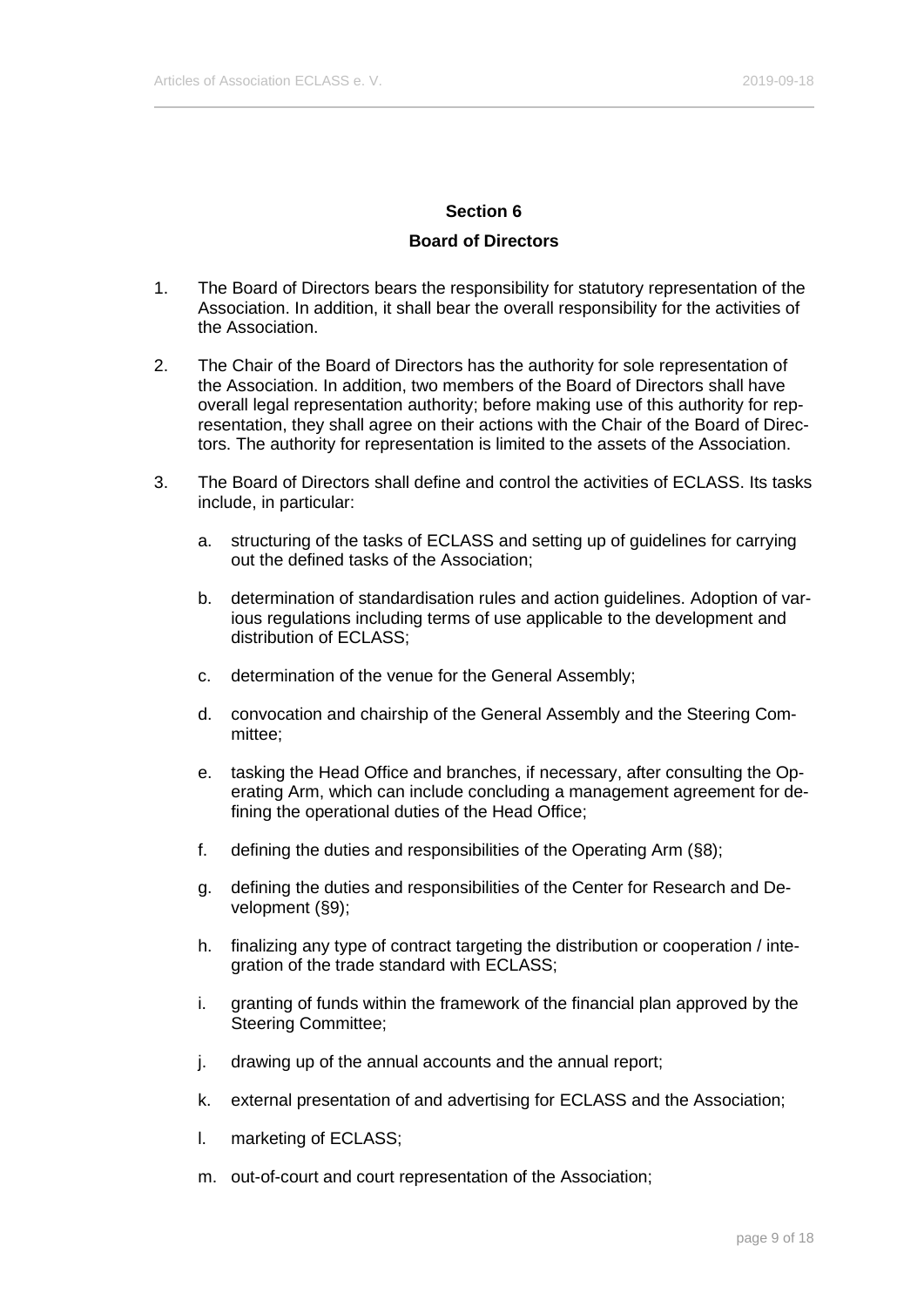## Section 6

### Board of Directors

1. The Board of Directors bears the responsibility for statutory representation of the Association. In addition, it shall bear the overall responsibility for the activities of the Association.

2. The Chair of the Board of Directors has the authority for sole representation of the Association. In addition, two members of the Board of Directors shall have overall legal representation authority; before making use of this authority for representation, they shall agree on their actions with the Chair of the Board of Directors. The authority for representation is limited to the assets of the Association.

3. The Board of Directors shall define and control the activities of ECLASS. Its tasks include, in particular:

   a. structuring of the tasks of ECLASS and setting up of guidelines for carrying out the defined tasks of the Association;

   b. determination of standardisation rules and action guidelines. Adoption of various regulations including terms of use applicable to the development and distribution of ECLASS;

   c. determination of the venue for the General Assembly;

   d. convocation and chairship of the General Assembly and the Steering Committee;

   e. tasking the Head Office and branches, if necessary, after consulting the Operating Arm, which can include concluding a management agreement for defining the operational duties of the Head Office;

   f. defining the duties and responsibilities of the Operating Arm (§8);

   g. defining the duties and responsibilities of the Center for Research and Development (§9);

   h. finalizing any type of contract targeting the distribution or cooperation / integration of the trade standard with ECLASS;

   i. granting of funds within the framework of the financial plan approved by the Steering Committee;

   j. drawing up of the annual accounts and the annual report;

   k. external presentation of and advertising for ECLASS and the Association;

   l. marketing of ECLASS;

   m. out-of-court and court representation of the Association;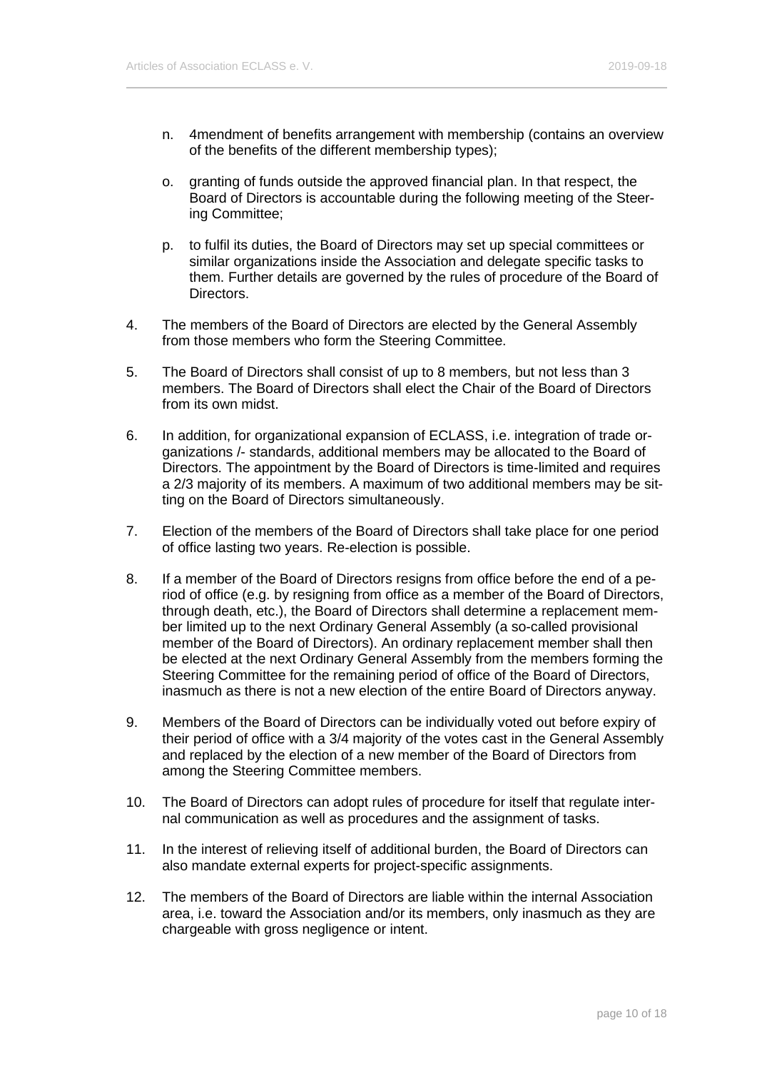n. 4mendment of benefits arrangement with membership (contains an overview of the benefits of the different membership types);

o. granting of funds outside the approved financial plan. In that respect, the Board of Directors is accountable during the following meeting of the Steering Committee;

p. to fulfil its duties, the Board of Directors may set up special committees or similar organizations inside the Association and delegate specific tasks to them. Further details are governed by the rules of procedure of the Board of Directors.

4. The members of the Board of Directors are elected by the General Assembly from those members who form the Steering Committee.

5. The Board of Directors shall consist of up to 8 members, but not less than 3 members. The Board of Directors shall elect the Chair of the Board of Directors from its own midst.

6. In addition, for organizational expansion of ECLASS, i.e. integration of trade organizations /- standards, additional members may be allocated to the Board of Directors. The appointment by the Board of Directors is time-limited and requires a 2/3 majority of its members. A maximum of two additional members may be sitting on the Board of Directors simultaneously.

7. Election of the members of the Board of Directors shall take place for one period of office lasting two years. Re-election is possible.

8. If a member of the Board of Directors resigns from office before the end of a period of office (e.g. by resigning from office as a member of the Board of Directors, through death, etc.), the Board of Directors shall determine a replacement member limited up to the next Ordinary General Assembly (a so-called provisional member of the Board of Directors). An ordinary replacement member shall then be elected at the next Ordinary General Assembly from the members forming the Steering Committee for the remaining period of office of the Board of Directors, inasmuch as there is not a new election of the entire Board of Directors anyway.

9. Members of the Board of Directors can be individually voted out before expiry of their period of office with a 3/4 majority of the votes cast in the General Assembly and replaced by the election of a new member of the Board of Directors from among the Steering Committee members.

10. The Board of Directors can adopt rules of procedure for itself that regulate internal communication as well as procedures and the assignment of tasks.

11. In the interest of relieving itself of additional burden, the Board of Directors can also mandate external experts for project-specific assignments.

12. The members of the Board of Directors are liable within the internal Association area, i.e. toward the Association and/or its members, only inasmuch as they are chargeable with gross negligence or intent.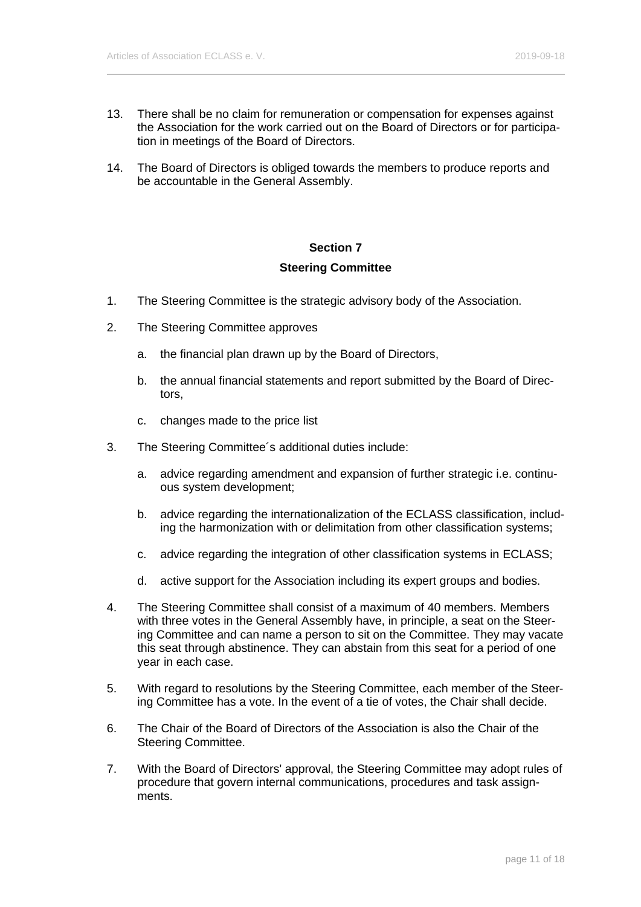13. There shall be no claim for remuneration or compensation for expenses against the Association for the work carried out on the Board of Directors or for participation in meetings of the Board of Directors.

14. The Board of Directors is obliged towards the members to produce reports and be accountable in the General Assembly.

## Section 7

## Steering Committee

1. The Steering Committee is the strategic advisory body of the Association.

2. The Steering Committee approves

   a. the financial plan drawn up by the Board of Directors,

   b. the annual financial statements and report submitted by the Board of Directors,

   c. changes made to the price list

3. The Steering Committee´s additional duties include:

   a. advice regarding amendment and expansion of further strategic i.e. continuous system development;

   b. advice regarding the internationalization of the ECLASS classification, including the harmonization with or delimitation from other classification systems;

   c. advice regarding the integration of other classification systems in ECLASS;

   d. active support for the Association including its expert groups and bodies.

4. The Steering Committee shall consist of a maximum of 40 members. Members with three votes in the General Assembly have, in principle, a seat on the Steering Committee and can name a person to sit on the Committee. They may vacate this seat through abstinence. They can abstain from this seat for a period of one year in each case.

5. With regard to resolutions by the Steering Committee, each member of the Steering Committee has a vote. In the event of a tie of votes, the Chair shall decide.

6. The Chair of the Board of Directors of the Association is also the Chair of the Steering Committee.

7. With the Board of Directors' approval, the Steering Committee may adopt rules of procedure that govern internal communications, procedures and task assignments.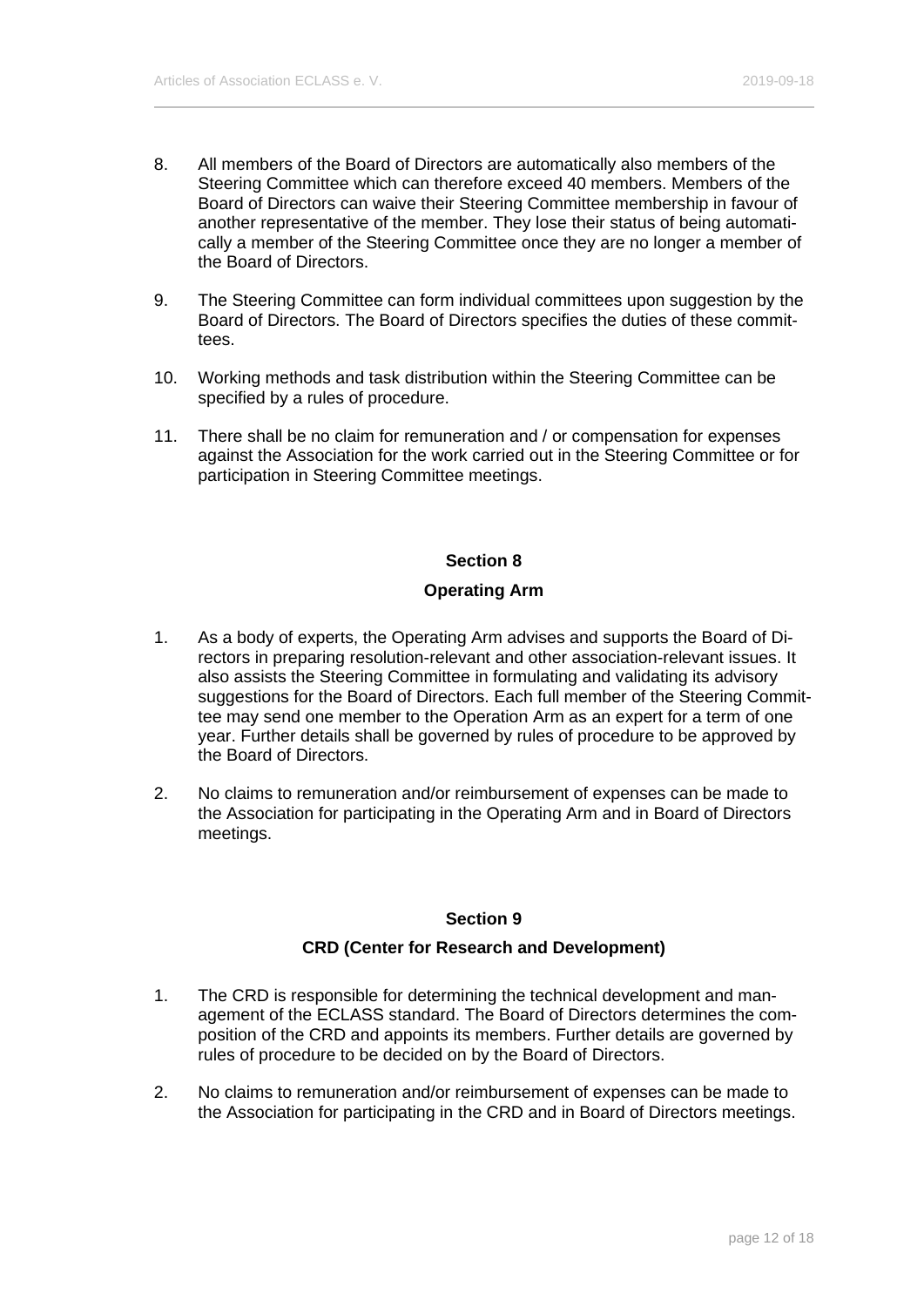8. All members of the Board of Directors are automatically also members of the Steering Committee which can therefore exceed 40 members. Members of the Board of Directors can waive their Steering Committee membership in favour of another representative of the member. They lose their status of being automatically a member of the Steering Committee once they are no longer a member of the Board of Directors.

9. The Steering Committee can form individual committees upon suggestion by the Board of Directors. The Board of Directors specifies the duties of these committees.

10. Working methods and task distribution within the Steering Committee can be specified by a rules of procedure.

11. There shall be no claim for remuneration and / or compensation for expenses against the Association for the work carried out in the Steering Committee or for participation in Steering Committee meetings.

## Section 8

## Operating Arm

1. As a body of experts, the Operating Arm advises and supports the Board of Directors in preparing resolution-relevant and other association-relevant issues. It also assists the Steering Committee in formulating and validating its advisory suggestions for the Board of Directors. Each full member of the Steering Committee may send one member to the Operation Arm as an expert for a term of one year. Further details shall be governed by rules of procedure to be approved by the Board of Directors.

2. No claims to remuneration and/or reimbursement of expenses can be made to the Association for participating in the Operating Arm and in Board of Directors meetings.

## Section 9

## CRD (Center for Research and Development)

1. The CRD is responsible for determining the technical development and management of the ECLASS standard. The Board of Directors determines the composition of the CRD and appoints its members. Further details are governed by rules of procedure to be decided on by the Board of Directors.

2. No claims to remuneration and/or reimbursement of expenses can be made to the Association for participating in the CRD and in Board of Directors meetings.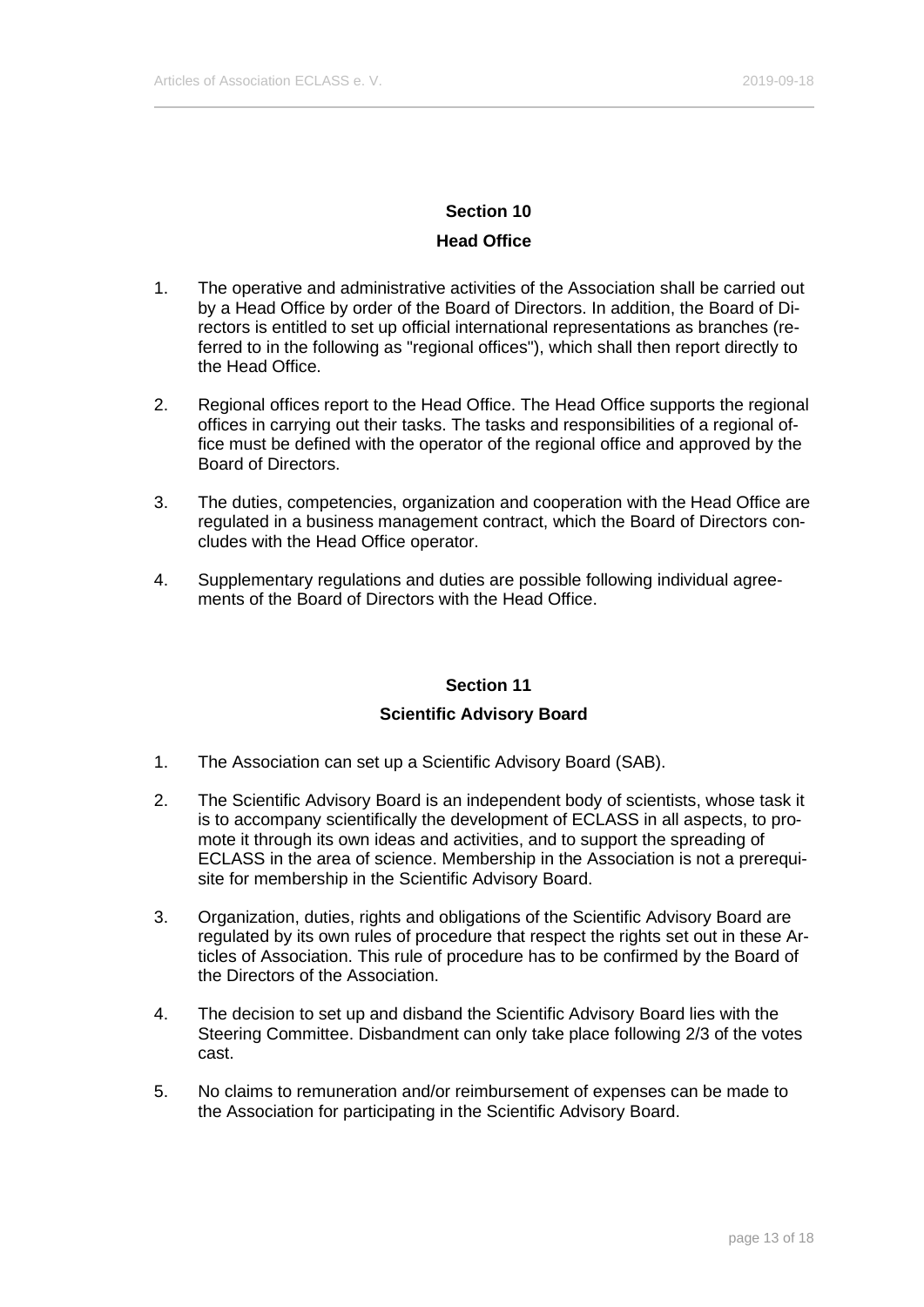## Section 10

## Head Office

1. The operative and administrative activities of the Association shall be carried out by a Head Office by order of the Board of Directors. In addition, the Board of Directors is entitled to set up official international representations as branches (referred to in the following as "regional offices"), which shall then report directly to the Head Office.

2. Regional offices report to the Head Office. The Head Office supports the regional offices in carrying out their tasks. The tasks and responsibilities of a regional office must be defined with the operator of the regional office and approved by the Board of Directors.

3. The duties, competencies, organization and cooperation with the Head Office are regulated in a business management contract, which the Board of Directors concludes with the Head Office operator.

4. Supplementary regulations and duties are possible following individual agreements of the Board of Directors with the Head Office.

## Section 11

## Scientific Advisory Board

1. The Association can set up a Scientific Advisory Board (SAB).

2. The Scientific Advisory Board is an independent body of scientists, whose task it is to accompany scientifically the development of ECLASS in all aspects, to promote it through its own ideas and activities, and to support the spreading of ECLASS in the area of science. Membership in the Association is not a prerequisite for membership in the Scientific Advisory Board.

3. Organization, duties, rights and obligations of the Scientific Advisory Board are regulated by its own rules of procedure that respect the rights set out in these Articles of Association. This rule of procedure has to be confirmed by the Board of the Directors of the Association.

4. The decision to set up and disband the Scientific Advisory Board lies with the Steering Committee. Disbandment can only take place following 2/3 of the votes cast.

5. No claims to remuneration and/or reimbursement of expenses can be made to the Association for participating in the Scientific Advisory Board.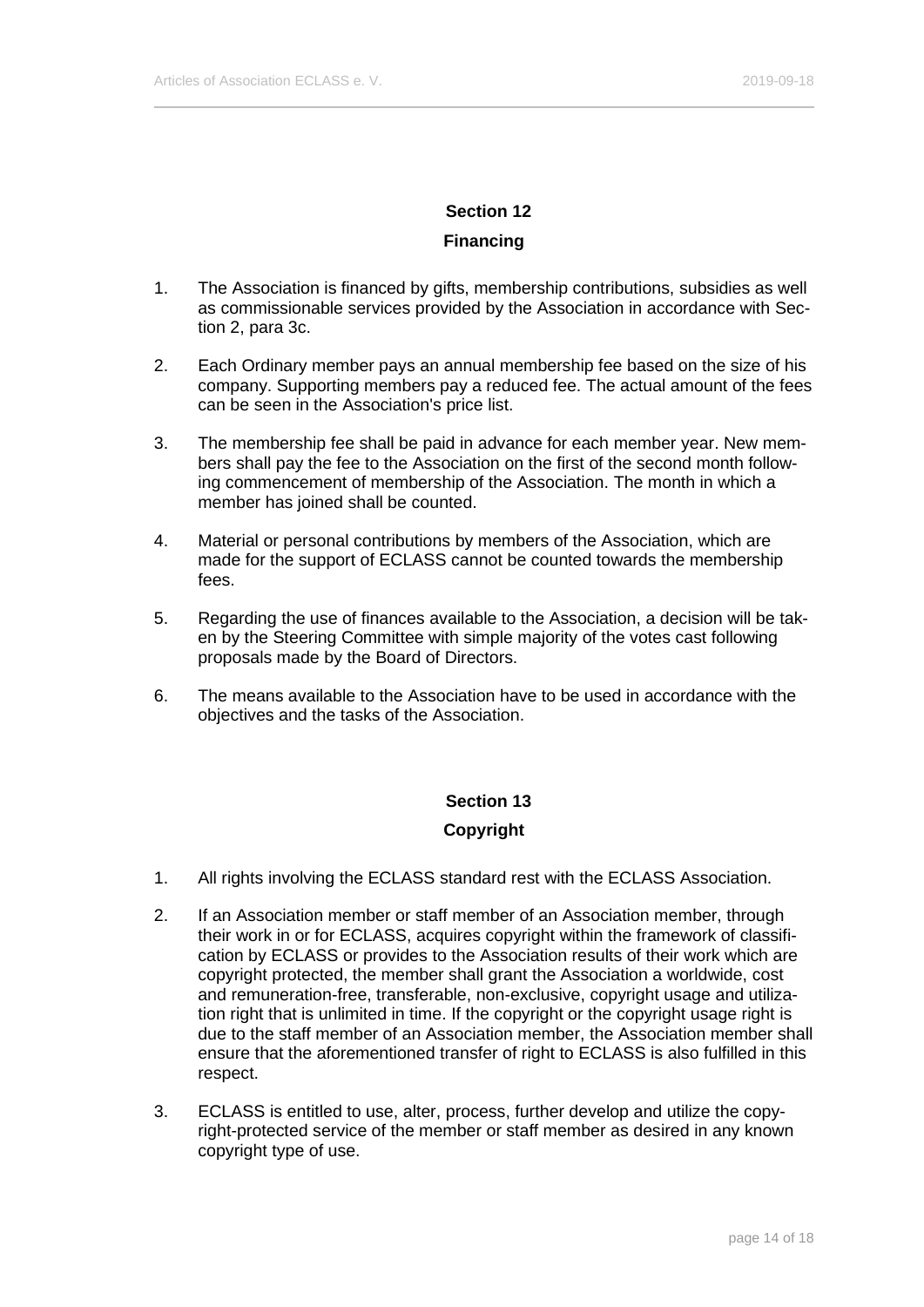## Section 12

## Financing

1. The Association is financed by gifts, membership contributions, subsidies as well as commissionable services provided by the Association in accordance with Section 2, para 3c.

2. Each Ordinary member pays an annual membership fee based on the size of his company. Supporting members pay a reduced fee. The actual amount of the fees can be seen in the Association's price list.

3. The membership fee shall be paid in advance for each member year. New members shall pay the fee to the Association on the first of the second month following commencement of membership of the Association. The month in which a member has joined shall be counted.

4. Material or personal contributions by members of the Association, which are made for the support of ECLASS cannot be counted towards the membership fees.

5. Regarding the use of finances available to the Association, a decision will be taken by the Steering Committee with simple majority of the votes cast following proposals made by the Board of Directors.

6. The means available to the Association have to be used in accordance with the objectives and the tasks of the Association.

## Section 13

## Copyright

1. All rights involving the ECLASS standard rest with the ECLASS Association.

2. If an Association member or staff member of an Association member, through their work in or for ECLASS, acquires copyright within the framework of classification by ECLASS or provides to the Association results of their work which are copyright protected, the member shall grant the Association a worldwide, cost and remuneration-free, transferable, non-exclusive, copyright usage and utilization right that is unlimited in time. If the copyright or the copyright usage right is due to the staff member of an Association member, the Association member shall ensure that the aforementioned transfer of right to ECLASS is also fulfilled in this respect.

3. ECLASS is entitled to use, alter, process, further develop and utilize the copyright-protected service of the member or staff member as desired in any known copyright type of use.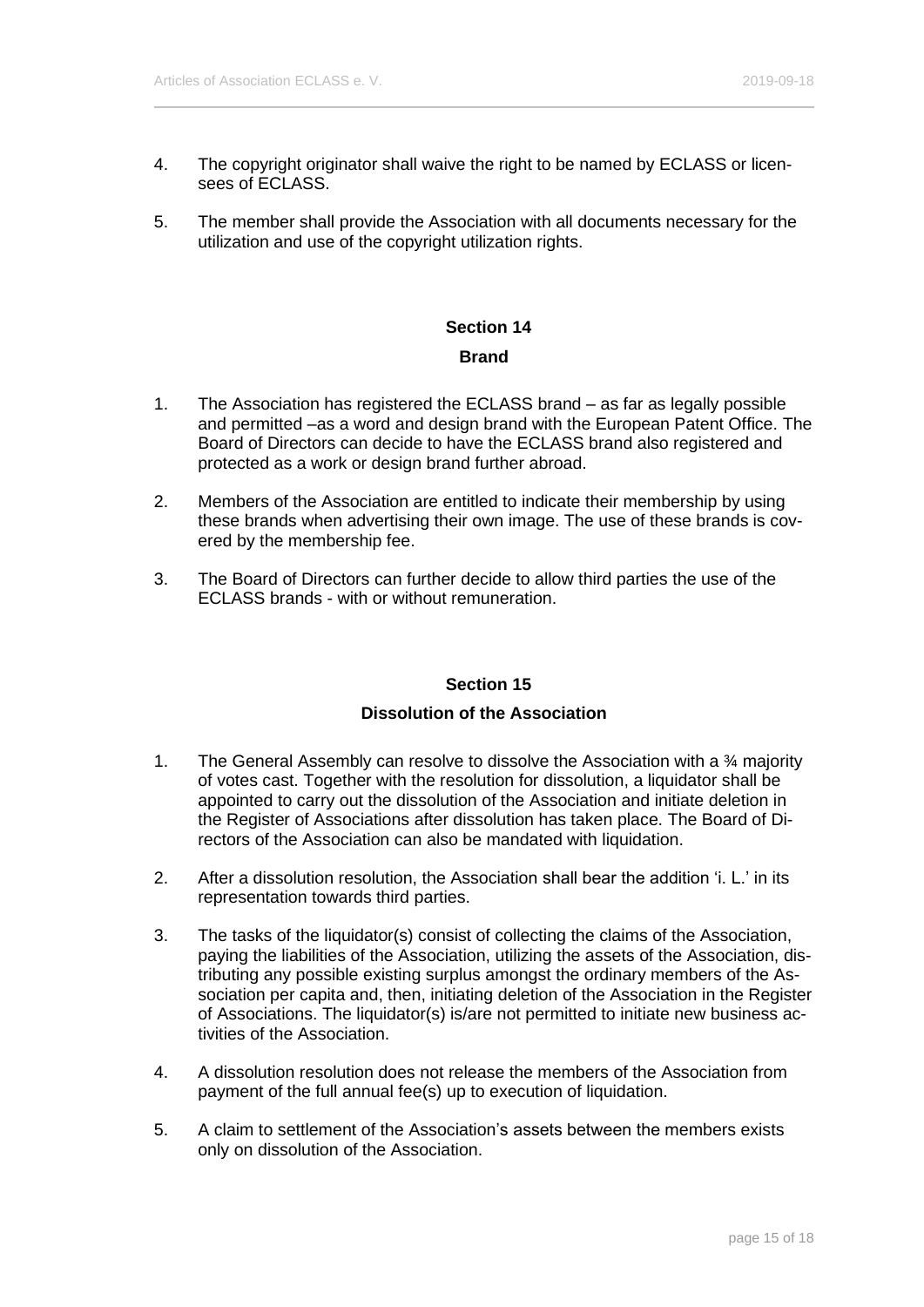4. The copyright originator shall waive the right to be named by ECLASS or licensees of ECLASS.

5. The member shall provide the Association with all documents necessary for the utilization and use of the copyright utilization rights.

## Section 14

## Brand

1. The Association has registered the ECLASS brand – as far as legally possible and permitted –as a word and design brand with the European Patent Office. The Board of Directors can decide to have the ECLASS brand also registered and protected as a work or design brand further abroad.

2. Members of the Association are entitled to indicate their membership by using these brands when advertising their own image. The use of these brands is covered by the membership fee.

3. The Board of Directors can further decide to allow third parties the use of the ECLASS brands - with or without remuneration.

## Section 15

## Dissolution of the Association

1. The General Assembly can resolve to dissolve the Association with a ¾ majority of votes cast. Together with the resolution for dissolution, a liquidator shall be appointed to carry out the dissolution of the Association and initiate deletion in the Register of Associations after dissolution has taken place. The Board of Directors of the Association can also be mandated with liquidation.

2. After a dissolution resolution, the Association shall bear the addition 'i. L.' in its representation towards third parties.

3. The tasks of the liquidator(s) consist of collecting the claims of the Association, paying the liabilities of the Association, utilizing the assets of the Association, distributing any possible existing surplus amongst the ordinary members of the Association per capita and, then, initiating deletion of the Association in the Register of Associations. The liquidator(s) is/are not permitted to initiate new business activities of the Association.

4. A dissolution resolution does not release the members of the Association from payment of the full annual fee(s) up to execution of liquidation.

5. A claim to settlement of the Association's assets between the members exists only on dissolution of the Association.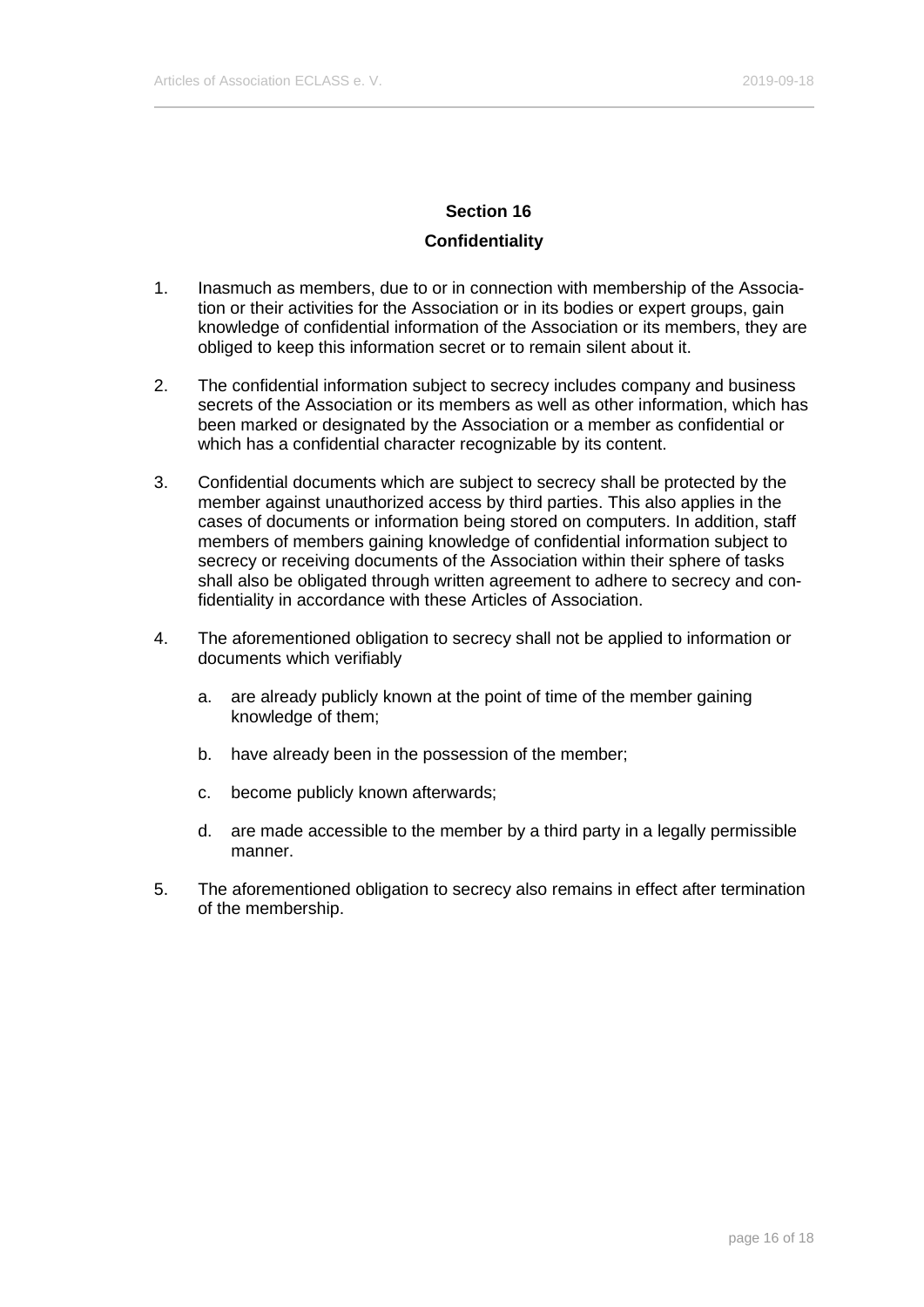## Section 16

## Confidentiality

1. Inasmuch as members, due to or in connection with membership of the Association or their activities for the Association or in its bodies or expert groups, gain knowledge of confidential information of the Association or its members, they are obliged to keep this information secret or to remain silent about it.

2. The confidential information subject to secrecy includes company and business secrets of the Association or its members as well as other information, which has been marked or designated by the Association or a member as confidential or which has a confidential character recognizable by its content.

3. Confidential documents which are subject to secrecy shall be protected by the member against unauthorized access by third parties. This also applies in the cases of documents or information being stored on computers. In addition, staff members of members gaining knowledge of confidential information subject to secrecy or receiving documents of the Association within their sphere of tasks shall also be obligated through written agreement to adhere to secrecy and confidentiality in accordance with these Articles of Association.

4. The aforementioned obligation to secrecy shall not be applied to information or documents which verifiably

   a. are already publicly known at the point of time of the member gaining knowledge of them;

   b. have already been in the possession of the member;

   c. become publicly known afterwards;

   d. are made accessible to the member by a third party in a legally permissible manner.

5. The aforementioned obligation to secrecy also remains in effect after termination of the membership.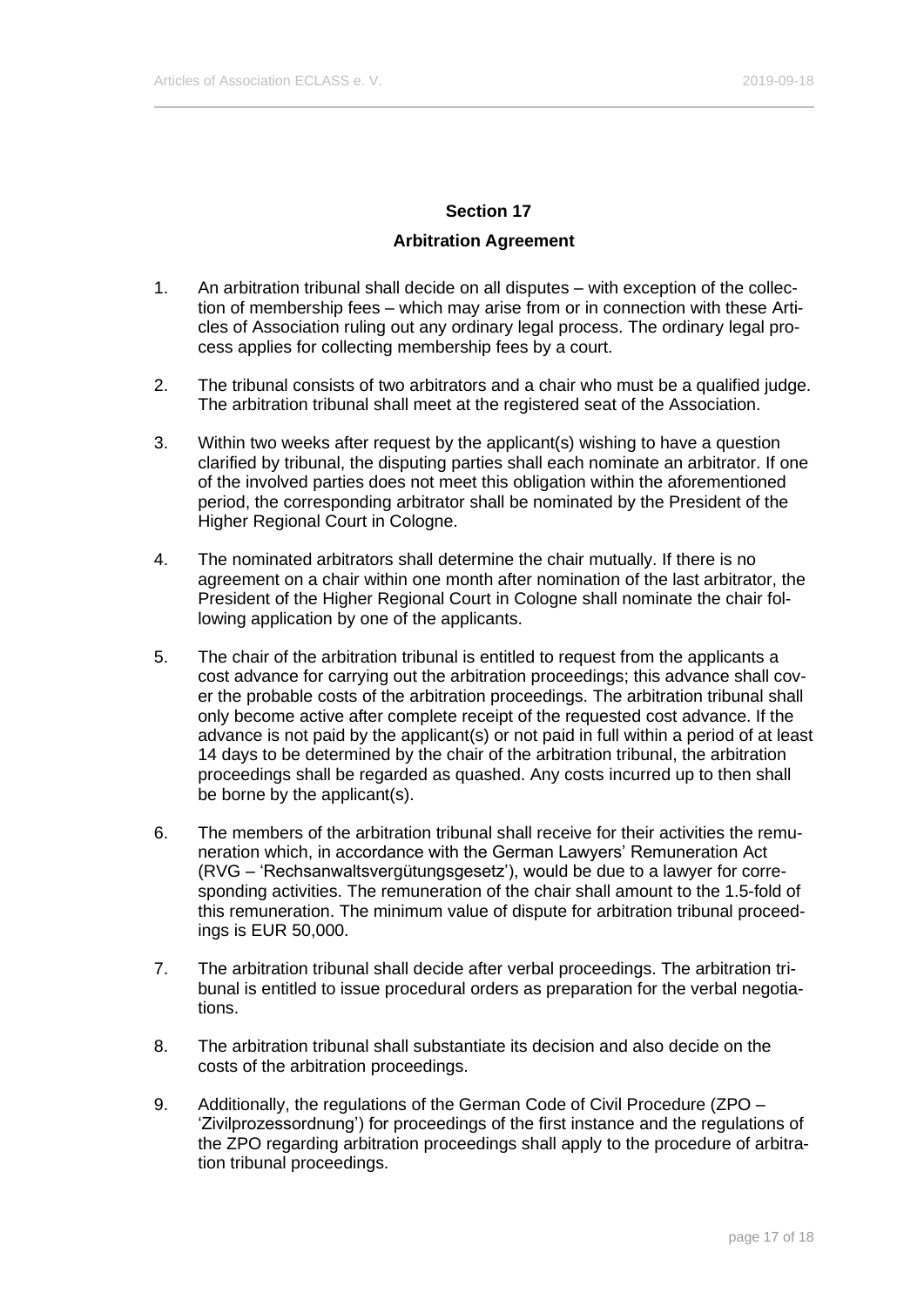## Section 17

### Arbitration Agreement

1. An arbitration tribunal shall decide on all disputes – with exception of the collection of membership fees – which may arise from or in connection with these Articles of Association ruling out any ordinary legal process. The ordinary legal process applies for collecting membership fees by a court.

2. The tribunal consists of two arbitrators and a chair who must be a qualified judge. The arbitration tribunal shall meet at the registered seat of the Association.

3. Within two weeks after request by the applicant(s) wishing to have a question clarified by tribunal, the disputing parties shall each nominate an arbitrator. If one of the involved parties does not meet this obligation within the aforementioned period, the corresponding arbitrator shall be nominated by the President of the Higher Regional Court in Cologne.

4. The nominated arbitrators shall determine the chair mutually. If there is no agreement on a chair within one month after nomination of the last arbitrator, the President of the Higher Regional Court in Cologne shall nominate the chair following application by one of the applicants.

5. The chair of the arbitration tribunal is entitled to request from the applicants a cost advance for carrying out the arbitration proceedings; this advance shall cover the probable costs of the arbitration proceedings. The arbitration tribunal shall only become active after complete receipt of the requested cost advance. If the advance is not paid by the applicant(s) or not paid in full within a period of at least 14 days to be determined by the chair of the arbitration tribunal, the arbitration proceedings shall be regarded as quashed. Any costs incurred up to then shall be borne by the applicant(s).

6. The members of the arbitration tribunal shall receive for their activities the remuneration which, in accordance with the German Lawyers' Remuneration Act (RVG – 'Rechsanwaltsvergütungsgesetz'), would be due to a lawyer for corresponding activities. The remuneration of the chair shall amount to the 1.5-fold of this remuneration. The minimum value of dispute for arbitration tribunal proceedings is EUR 50,000.

7. The arbitration tribunal shall decide after verbal proceedings. The arbitration tribunal is entitled to issue procedural orders as preparation for the verbal negotiations.

8. The arbitration tribunal shall substantiate its decision and also decide on the costs of the arbitration proceedings.

9. Additionally, the regulations of the German Code of Civil Procedure (ZPO – 'Zivilprozessordnung') for proceedings of the first instance and the regulations of the ZPO regarding arbitration proceedings shall apply to the procedure of arbitration tribunal proceedings.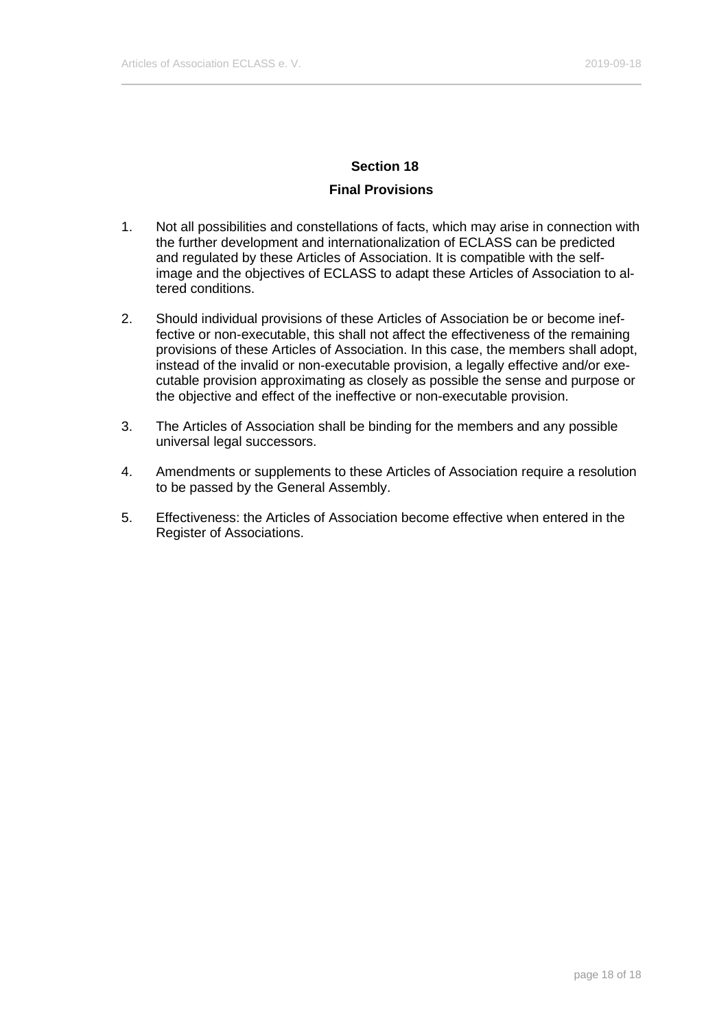## Section 18

## Final Provisions

1. Not all possibilities and constellations of facts, which may arise in connection with the further development and internationalization of ECLASS can be predicted and regulated by these Articles of Association. It is compatible with the self-image and the objectives of ECLASS to adapt these Articles of Association to altered conditions.

2. Should individual provisions of these Articles of Association be or become ineffective or non-executable, this shall not affect the effectiveness of the remaining provisions of these Articles of Association. In this case, the members shall adopt, instead of the invalid or non-executable provision, a legally effective and/or executable provision approximating as closely as possible the sense and purpose or the objective and effect of the ineffective or non-executable provision.

3. The Articles of Association shall be binding for the members and any possible universal legal successors.

4. Amendments or supplements to these Articles of Association require a resolution to be passed by the General Assembly.

5. Effectiveness: the Articles of Association become effective when entered in the Register of Associations.